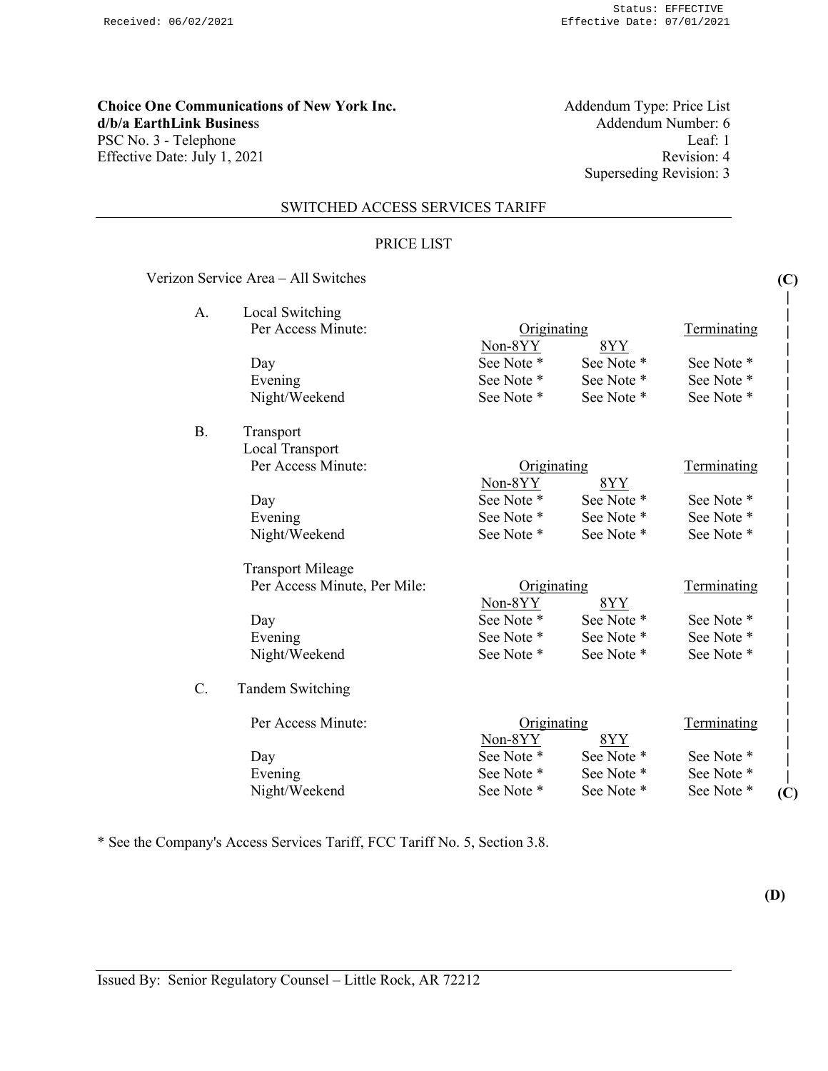Received: 06/02/2021

Status: EFFECTIVE
Effective Date: 07/01/2021

**Choice One Communications of New York Inc.**
**d/b/a EarthLink Business**
PSC No. 3 - Telephone
Effective Date: July 1, 2021

Addendum Type: Price List
Addendum Number: 6
Leaf: 1
Revision: 4
Superseding Revision: 3

## SWITCHED ACCESS SERVICES TARIFF

### PRICE LIST

Verizon Service Area – All Switches **(C)**

A. Local Switching

| Per Access Minute: | Originating Non-8YY | Originating 8YY | Terminating |
|---|---|---|---|
| Day | See Note * | See Note * | See Note * |
| Evening | See Note * | See Note * | See Note * |
| Night/Weekend | See Note * | See Note * | See Note * |

B. Transport

Local Transport

| Per Access Minute: | Originating Non-8YY | Originating 8YY | Terminating |
|---|---|---|---|
| Day | See Note * | See Note * | See Note * |
| Evening | See Note * | See Note * | See Note * |
| Night/Weekend | See Note * | See Note * | See Note * |

Transport Mileage

| Per Access Minute, Per Mile: | Originating Non-8YY | Originating 8YY | Terminating |
|---|---|---|---|
| Day | See Note * | See Note * | See Note * |
| Evening | See Note * | See Note * | See Note * |
| Night/Weekend | See Note * | See Note * | See Note * |

C. Tandem Switching

| Per Access Minute: | Originating Non-8YY | Originating 8YY | Terminating |
|---|---|---|---|
| Day | See Note * | See Note * | See Note * |
| Evening | See Note * | See Note * | See Note * |
| Night/Weekend | See Note * | See Note * | See Note * **(C)** |

* See the Company's Access Services Tariff, FCC Tariff No. 5, Section 3.8.

**(D)**

Issued By: Senior Regulatory Counsel – Little Rock, AR 72212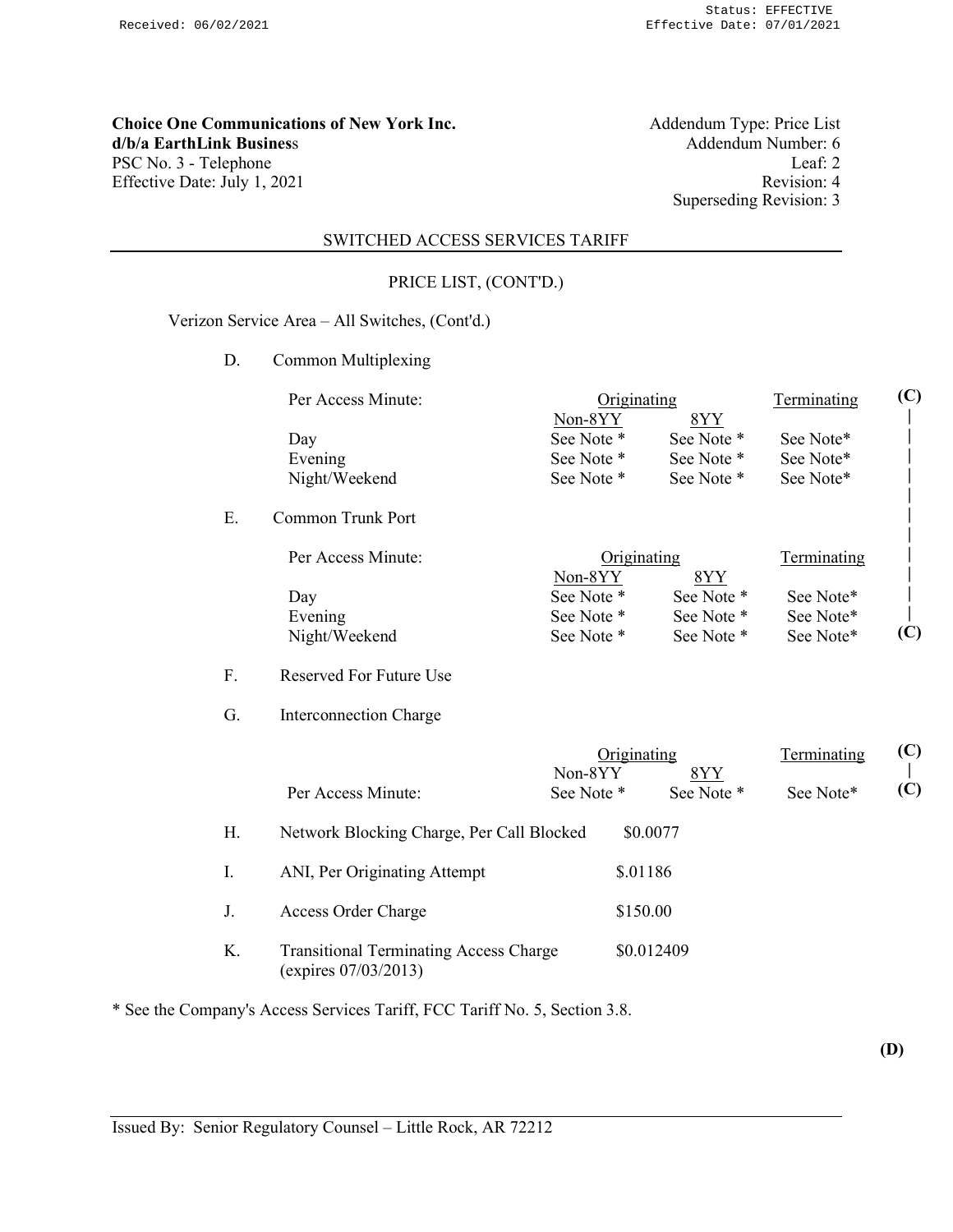Received: 06/02/2021

Status: EFFECTIVE
Effective Date: 07/01/2021

**Choice One Communications of New York Inc.**
**d/b/a EarthLink Business**
PSC No. 3 - Telephone
Effective Date: July 1, 2021

Addendum Type: Price List
Addendum Number: 6
Leaf: 2
Revision: 4
Superseding Revision: 3

SWITCHED ACCESS SERVICES TARIFF

PRICE LIST, (CONT'D.)

Verizon Service Area – All Switches, (Cont'd.)

D. Common Multiplexing

| Per Access Minute: | Originating | | Terminating | **(C)** |
|---|---|---|---|---|
| | Non-8YY | 8YY | | \| |
| Day | See Note * | See Note * | See Note* | \| |
| Evening | See Note * | See Note * | See Note* | \| |
| Night/Weekend | See Note * | See Note * | See Note* | \| |

E. Common Trunk Port

| Per Access Minute: | Originating | | Terminating | \| |
|---|---|---|---|---|
| | Non-8YY | 8YY | | \| |
| Day | See Note * | See Note * | See Note* | \| |
| Evening | See Note * | See Note * | See Note* | \| |
| Night/Weekend | See Note * | See Note * | See Note* | **(C)** |

F. Reserved For Future Use

G. Interconnection Charge

| | Originating | | Terminating | **(C)** |
|---|---|---|---|---|
| | Non-8YY | 8YY | | \| |
| Per Access Minute: | See Note * | See Note * | See Note* | **(C)** |

H. Network Blocking Charge, Per Call Blocked $0.0077

I. ANI, Per Originating Attempt $.01186

J. Access Order Charge $150.00

K. Transitional Terminating Access Charge (expires 07/03/2013) $0.012409

* See the Company's Access Services Tariff, FCC Tariff No. 5, Section 3.8.

**(D)**

Issued By: Senior Regulatory Counsel – Little Rock, AR 72212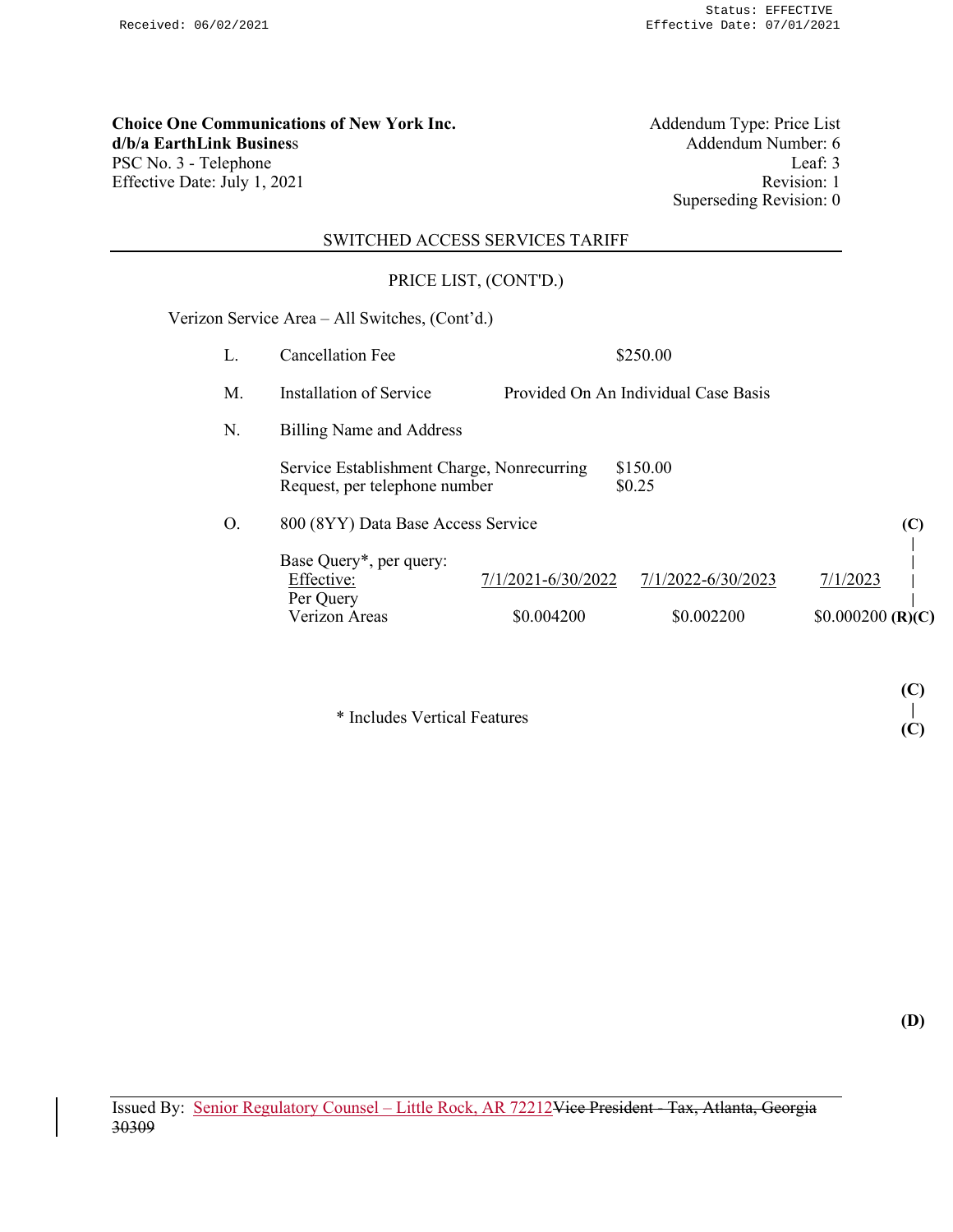Received: 06/02/2021 Status: EFFECTIVE Effective Date: 07/01/2021

**Choice One Communications of New York Inc.**
**d/b/a EarthLink Business**
PSC No. 3 - Telephone
Effective Date: July 1, 2021

Addendum Type: Price List
Addendum Number: 6
Leaf: 3
Revision: 1
Superseding Revision: 0

SWITCHED ACCESS SERVICES TARIFF

PRICE LIST, (CONT'D.)

Verizon Service Area – All Switches, (Cont'd.)

L. Cancellation Fee $250.00

M. Installation of Service Provided On An Individual Case Basis

N. Billing Name and Address

| | |
|---|---|
| Service Establishment Charge, Nonrecurring | $150.00 |
| Request, per telephone number | $0.25 |

O. 800 (8YY) Data Base Access Service **(C)**

Base Query*, per query:

| Effective: | 7/1/2021-6/30/2022 | 7/1/2022-6/30/2023 | 7/1/2023 |
|---|---|---|---|
| Per Query Verizon Areas | $0.004200 | $0.002200 | $0.000200 **(R)(C)** |

**(C)**

\* Includes Vertical Features

**(C)**

**(D)**

Issued By: Senior Regulatory Counsel – Little Rock, AR 72212 ~~Vice President - Tax, Atlanta, Georgia 30309~~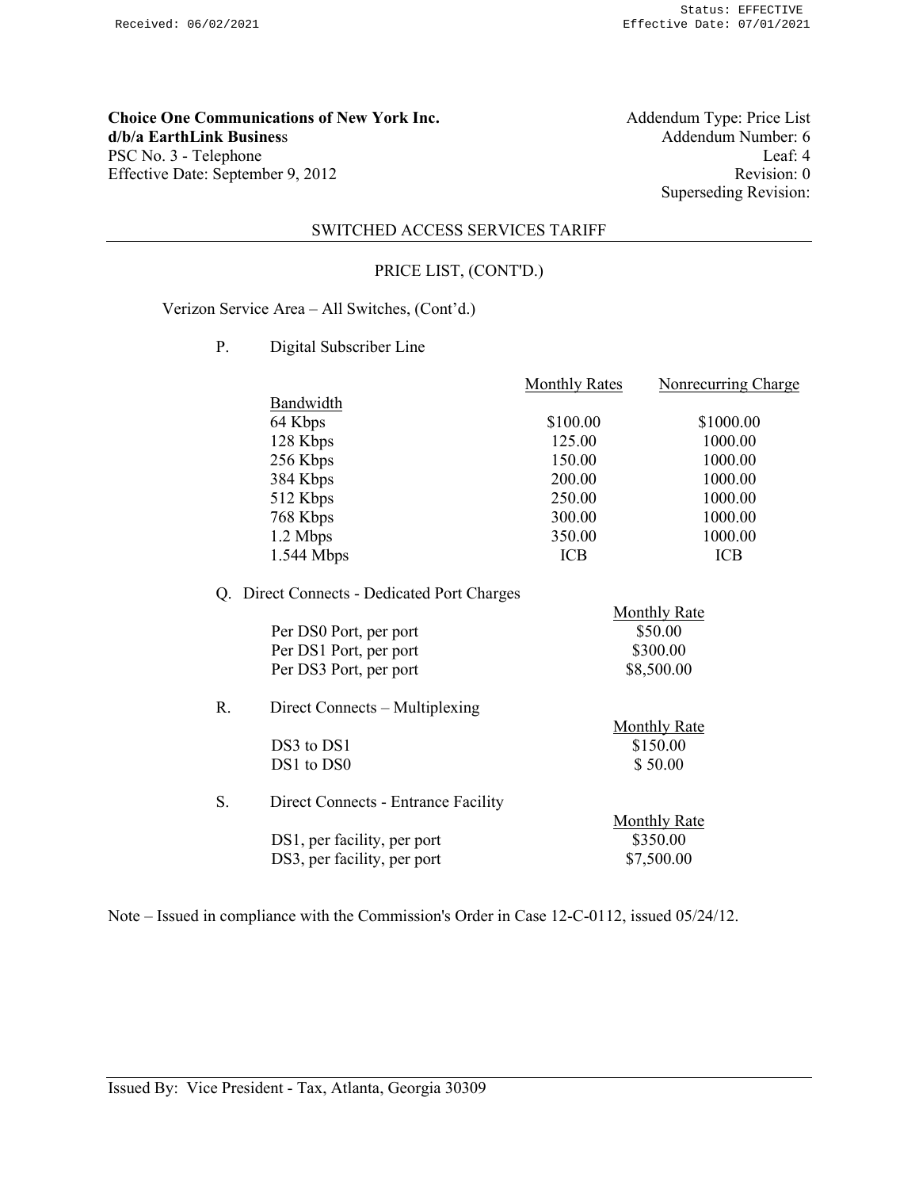**Choice One Communications of New York Inc.**
**d/b/a EarthLink Business**
PSC No. 3 - Telephone
Effective Date: September 9, 2012

Addendum Type: Price List
Addendum Number: 6
Leaf: 4
Revision: 0
Superseding Revision:

SWITCHED ACCESS SERVICES TARIFF

PRICE LIST, (CONT'D.)

Verizon Service Area – All Switches, (Cont'd.)

P. Digital Subscriber Line

| Bandwidth | Monthly Rates | Nonrecurring Charge |
|---|---|---|
| 64 Kbps | $100.00 | $1000.00 |
| 128 Kbps | 125.00 | 1000.00 |
| 256 Kbps | 150.00 | 1000.00 |
| 384 Kbps | 200.00 | 1000.00 |
| 512 Kbps | 250.00 | 1000.00 |
| 768 Kbps | 300.00 | 1000.00 |
| 1.2 Mbps | 350.00 | 1000.00 |
| 1.544 Mbps | ICB | ICB |

Q. Direct Connects - Dedicated Port Charges

| | Monthly Rate |
|---|---|
| Per DS0 Port, per port | $50.00 |
| Per DS1 Port, per port | $300.00 |
| Per DS3 Port, per port | $8,500.00 |

R. Direct Connects – Multiplexing

| | Monthly Rate |
|---|---|
| DS3 to DS1 | $150.00 |
| DS1 to DS0 | $ 50.00 |

S. Direct Connects - Entrance Facility

| | Monthly Rate |
|---|---|
| DS1, per facility, per port | $350.00 |
| DS3, per facility, per port | $7,500.00 |

Note – Issued in compliance with the Commission's Order in Case 12-C-0112, issued 05/24/12.

Issued By: Vice President - Tax, Atlanta, Georgia 30309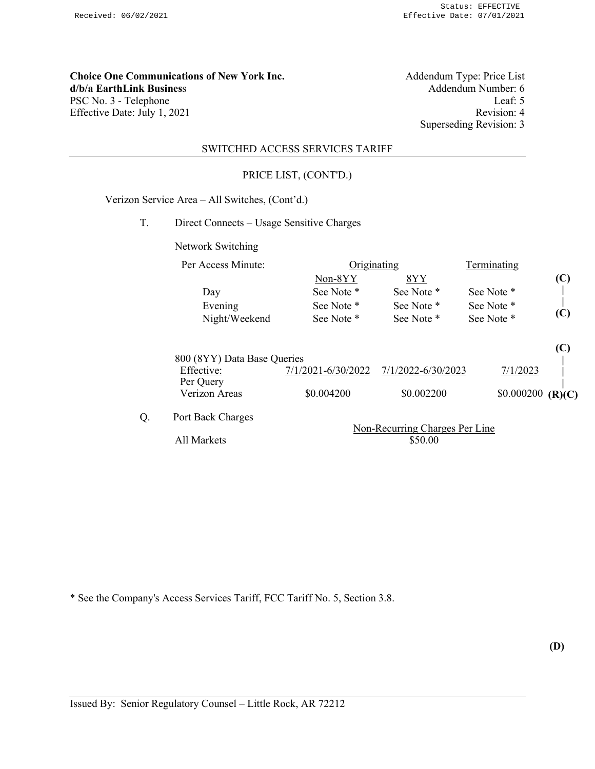Choice One Communications of New York Inc.
**d/b/a EarthLink Business**
PSC No. 3 - Telephone
Effective Date: July 1, 2021

Addendum Type: Price List
Addendum Number: 6
Leaf: 5
Revision: 4
Superseding Revision: 3

## SWITCHED ACCESS SERVICES TARIFF

### PRICE LIST, (CONT'D.)

Verizon Service Area – All Switches, (Cont'd.)

T. Direct Connects – Usage Sensitive Charges

Network Switching

| Per Access Minute: | Originating | | Terminating | |
|---|---|---|---|---|
| | Non-8YY | 8YY | | (C) |
| Day | See Note * | See Note * | See Note * | \| |
| Evening | See Note * | See Note * | See Note * | \| |
| Night/Weekend | See Note * | See Note * | See Note * | (C) |

| 800 (8YY) Data Base Queries | | | | (C) |
|---|---|---|---|---|
| Effective: | 7/1/2021-6/30/2022 | 7/1/2022-6/30/2023 | 7/1/2023 | \| |
| Per Query | | | | \| |
| Verizon Areas | $0.004200 | $0.002200 | $0.000200 | (R)(C) |

Q. Port Back Charges

| | Non-Recurring Charges Per Line |
|---|---|
| All Markets | $50.00 |

* See the Company's Access Services Tariff, FCC Tariff No. 5, Section 3.8.

(D)

Issued By: Senior Regulatory Counsel – Little Rock, AR 72212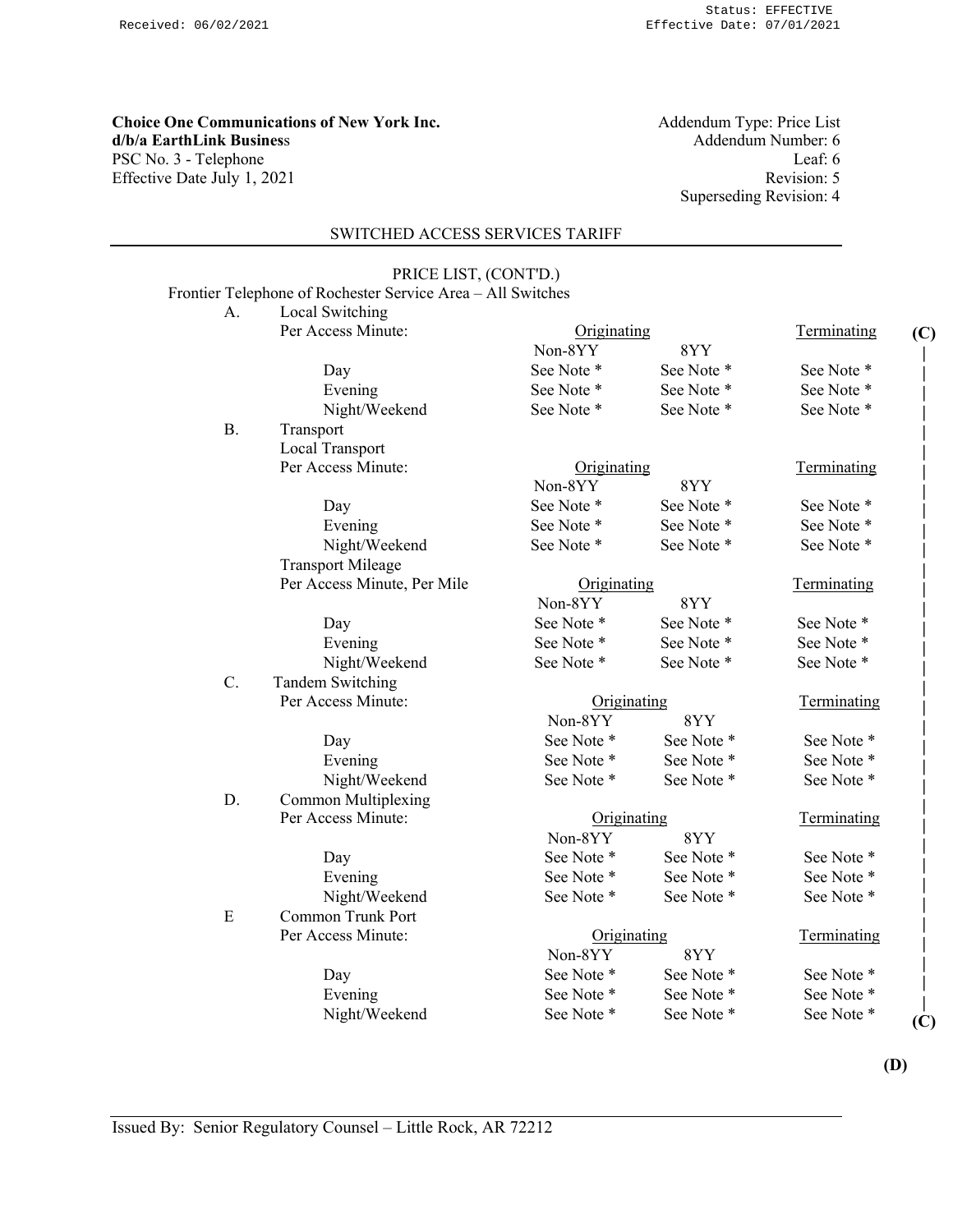**Choice One Communications of New York Inc.**
**d/b/a EarthLink Business**
PSC No. 3 - Telephone
Effective Date July 1, 2021

Addendum Type: Price List
Addendum Number: 6
Leaf: 6
Revision: 5
Superseding Revision: 4

SWITCHED ACCESS SERVICES TARIFF

PRICE LIST, (CONT'D.)

Frontier Telephone of Rochester Service Area – All Switches

(C)

| | | Originating | | Terminating |
|---|---|---|---|---|
| | | Non-8YY | 8YY | |
| A. | Local Switching | | | |
| | Per Access Minute: | | | |
| | Day | See Note * | See Note * | See Note * |
| | Evening | See Note * | See Note * | See Note * |
| | Night/Weekend | See Note * | See Note * | See Note * |
| B. | Transport | | | |
| | Local Transport | | | |
| | Per Access Minute: | | | |
| | Day | See Note * | See Note * | See Note * |
| | Evening | See Note * | See Note * | See Note * |
| | Night/Weekend | See Note * | See Note * | See Note * |
| | Transport Mileage | | | |
| | Per Access Minute, Per Mile | | | |
| | Day | See Note * | See Note * | See Note * |
| | Evening | See Note * | See Note * | See Note * |
| | Night/Weekend | See Note * | See Note * | See Note * |
| C. | Tandem Switching | | | |
| | Per Access Minute: | | | |
| | Day | See Note * | See Note * | See Note * |
| | Evening | See Note * | See Note * | See Note * |
| | Night/Weekend | See Note * | See Note * | See Note * |
| D. | Common Multiplexing | | | |
| | Per Access Minute: | | | |
| | Day | See Note * | See Note * | See Note * |
| | Evening | See Note * | See Note * | See Note * |
| | Night/Weekend | See Note * | See Note * | See Note * |
| E | Common Trunk Port | | | |
| | Per Access Minute: | | | |
| | Day | See Note * | See Note * | See Note * |
| | Evening | See Note * | See Note * | See Note * |
| | Night/Weekend | See Note * | See Note * | See Note * |

(C)

(D)

Issued By: Senior Regulatory Counsel – Little Rock, AR 72212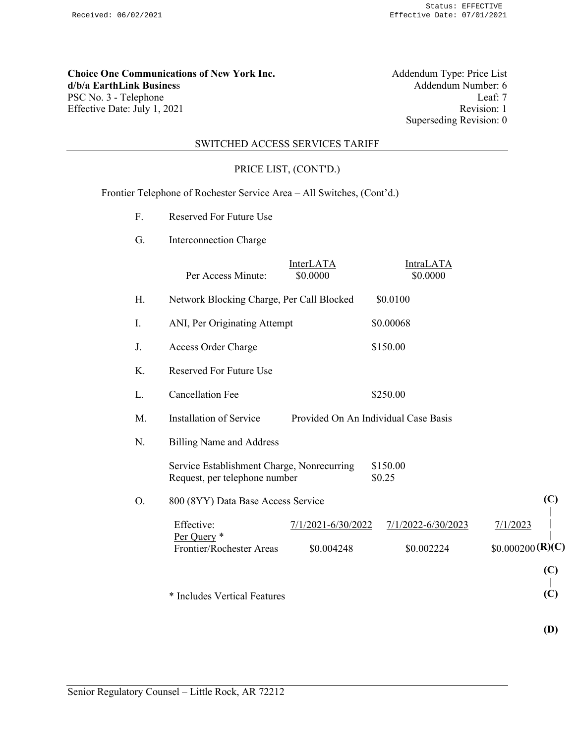Received: 06/02/2021 | Status: EFFECTIVE | Effective Date: 07/01/2021

**Choice One Communications of New York Inc.**
**d/b/a EarthLink Business**
PSC No. 3 - Telephone
Effective Date: July 1, 2021

Addendum Type: Price List
Addendum Number: 6
Leaf: 7
Revision: 1
Superseding Revision: 0

SWITCHED ACCESS SERVICES TARIFF

PRICE LIST, (CONT'D.)

Frontier Telephone of Rochester Service Area – All Switches, (Cont'd.)

F. Reserved For Future Use

G. Interconnection Charge

| | InterLATA | IntraLATA |
|---|---|---|
| Per Access Minute: | $0.0000 | $0.0000 |

H. Network Blocking Charge, Per Call Blocked $0.0100

I. ANI, Per Originating Attempt $0.00068

J. Access Order Charge $150.00

K. Reserved For Future Use

L. Cancellation Fee $250.00

M. Installation of Service Provided On An Individual Case Basis

N. Billing Name and Address

| | |
|---|---|
| Service Establishment Charge, Nonrecurring | $150.00 |
| Request, per telephone number | $0.25 |

O. 800 (8YY) Data Base Access Service **(C)**

| Effective: | 7/1/2021-6/30/2022 | 7/1/2022-6/30/2023 | 7/1/2023 | |
|---|---|---|---|---|
| Per Query * | | | | |
| Frontier/Rochester Areas | $0.004248 | $0.002224 | $0.000200 | **(R)(C)** |

**(C)**

\* Includes Vertical Features **(C)**

**(D)**

Senior Regulatory Counsel – Little Rock, AR 72212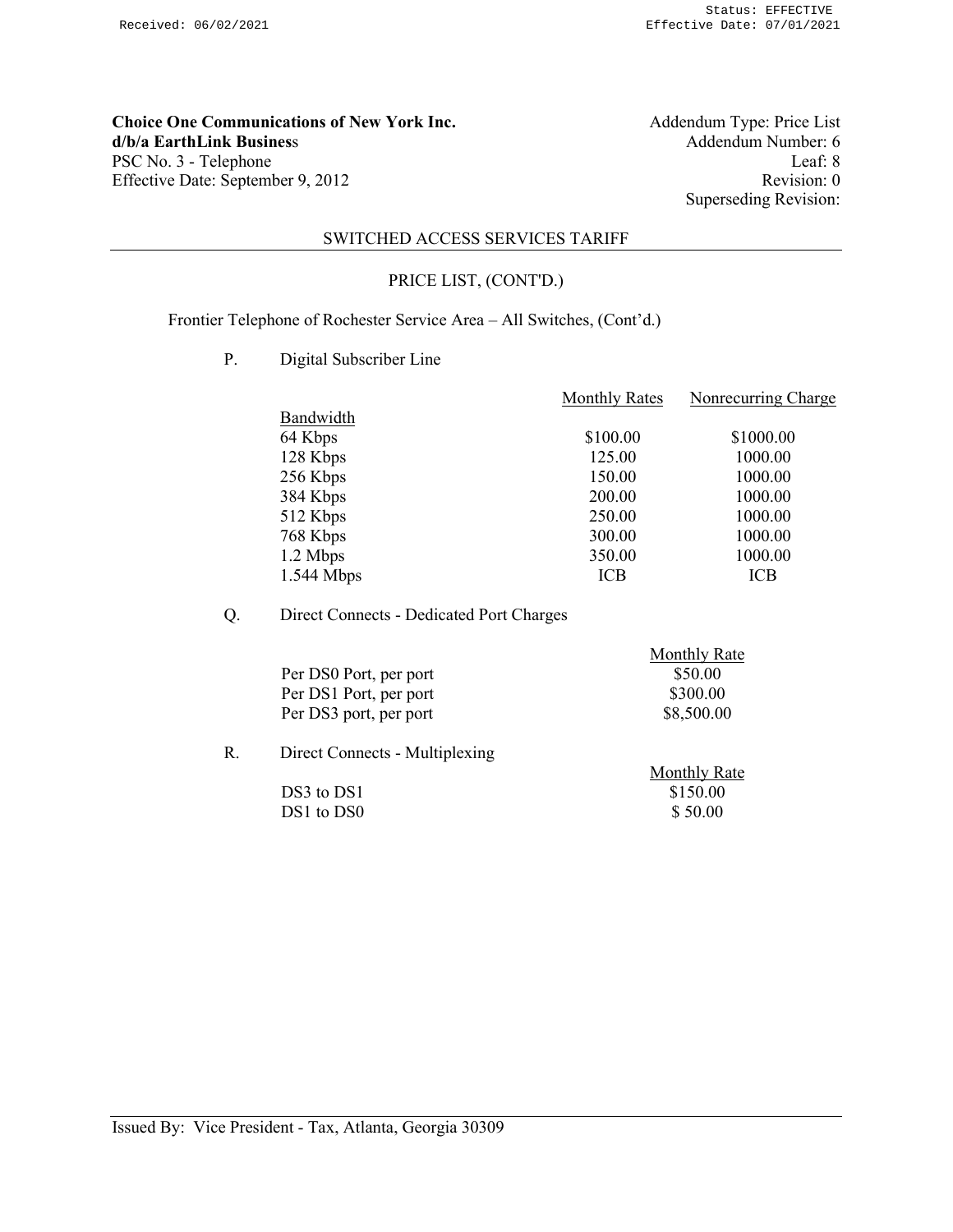**Choice One Communications of New York Inc.**
**d/b/a EarthLink Business**
PSC No. 3 - Telephone
Effective Date: September 9, 2012

Addendum Type: Price List
Addendum Number: 6
Leaf: 8
Revision: 0
Superseding Revision:

## SWITCHED ACCESS SERVICES TARIFF

### PRICE LIST, (CONT'D.)

Frontier Telephone of Rochester Service Area – All Switches, (Cont'd.)

P. Digital Subscriber Line

| Bandwidth | Monthly Rates | Nonrecurring Charge |
|---|---|---|
| 64 Kbps | $100.00 | $1000.00 |
| 128 Kbps | 125.00 | 1000.00 |
| 256 Kbps | 150.00 | 1000.00 |
| 384 Kbps | 200.00 | 1000.00 |
| 512 Kbps | 250.00 | 1000.00 |
| 768 Kbps | 300.00 | 1000.00 |
| 1.2 Mbps | 350.00 | 1000.00 |
| 1.544 Mbps | ICB | ICB |

Q. Direct Connects - Dedicated Port Charges

| | Monthly Rate |
|---|---|
| Per DS0 Port, per port | $50.00 |
| Per DS1 Port, per port | $300.00 |
| Per DS3 port, per port | $8,500.00 |

R. Direct Connects - Multiplexing

| | Monthly Rate |
|---|---|
| DS3 to DS1 | $150.00 |
| DS1 to DS0 | $ 50.00 |

Issued By: Vice President - Tax, Atlanta, Georgia 30309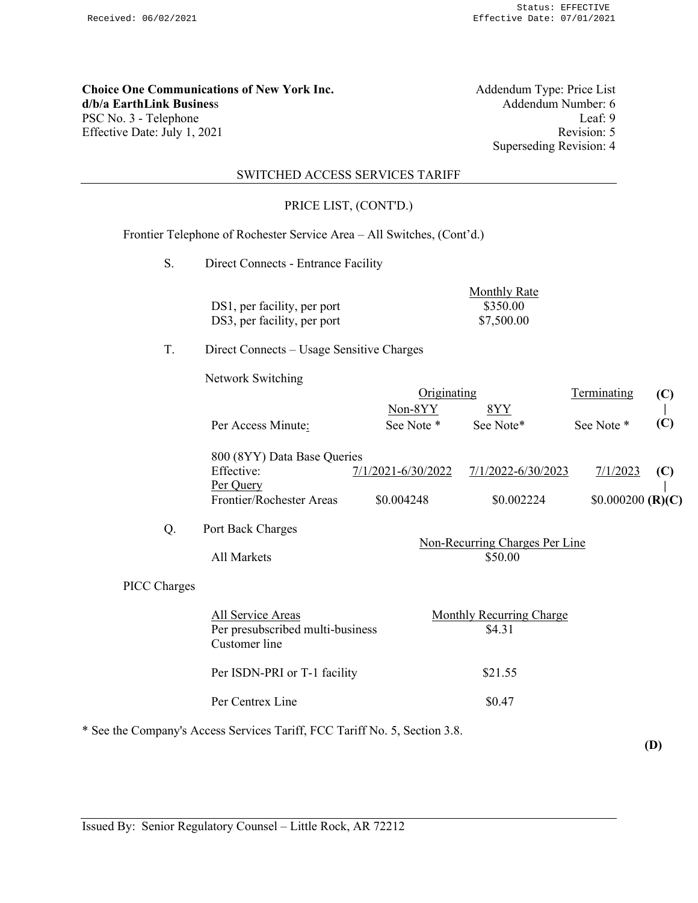Received: 06/02/2021

Status: EFFECTIVE
Effective Date: 07/01/2021

**Choice One Communications of New York Inc.**
**d/b/a EarthLink Business**
PSC No. 3 - Telephone
Effective Date: July 1, 2021

Addendum Type: Price List
Addendum Number: 6
Leaf: 9
Revision: 5
Superseding Revision: 4

SWITCHED ACCESS SERVICES TARIFF

PRICE LIST, (CONT'D.)

Frontier Telephone of Rochester Service Area – All Switches, (Cont'd.)

S. Direct Connects - Entrance Facility

| | Monthly Rate |
|---|---|
| DS1, per facility, per port | $350.00 |
| DS3, per facility, per port | $7,500.00 |

T. Direct Connects – Usage Sensitive Charges

Network Switching

| | Originating | | Terminating | |
|---|---|---|---|---|
| | Non-8YY | 8YY | | (C) |
| Per Access Minute: | See Note * | See Note* | See Note * | (C) |

800 (8YY) Data Base Queries

| Effective: | 7/1/2021-6/30/2022 | 7/1/2022-6/30/2023 | 7/1/2023 | (C) |
|---|---|---|---|---|
| Per Query | | | | \| |
| Frontier/Rochester Areas | $0.004248 | $0.002224 | $0.000200 | **(R)(C)** |

Q. Port Back Charges

| | Non-Recurring Charges Per Line |
|---|---|
| All Markets | $50.00 |

PICC Charges

| All Service Areas | Monthly Recurring Charge |
|---|---|
| Per presubscribed multi-business Customer line | $4.31 |
| Per ISDN-PRI or T-1 facility | $21.55 |
| Per Centrex Line | $0.47 |

* See the Company's Access Services Tariff, FCC Tariff No. 5, Section 3.8.

**(D)**

Issued By: Senior Regulatory Counsel – Little Rock, AR 72212